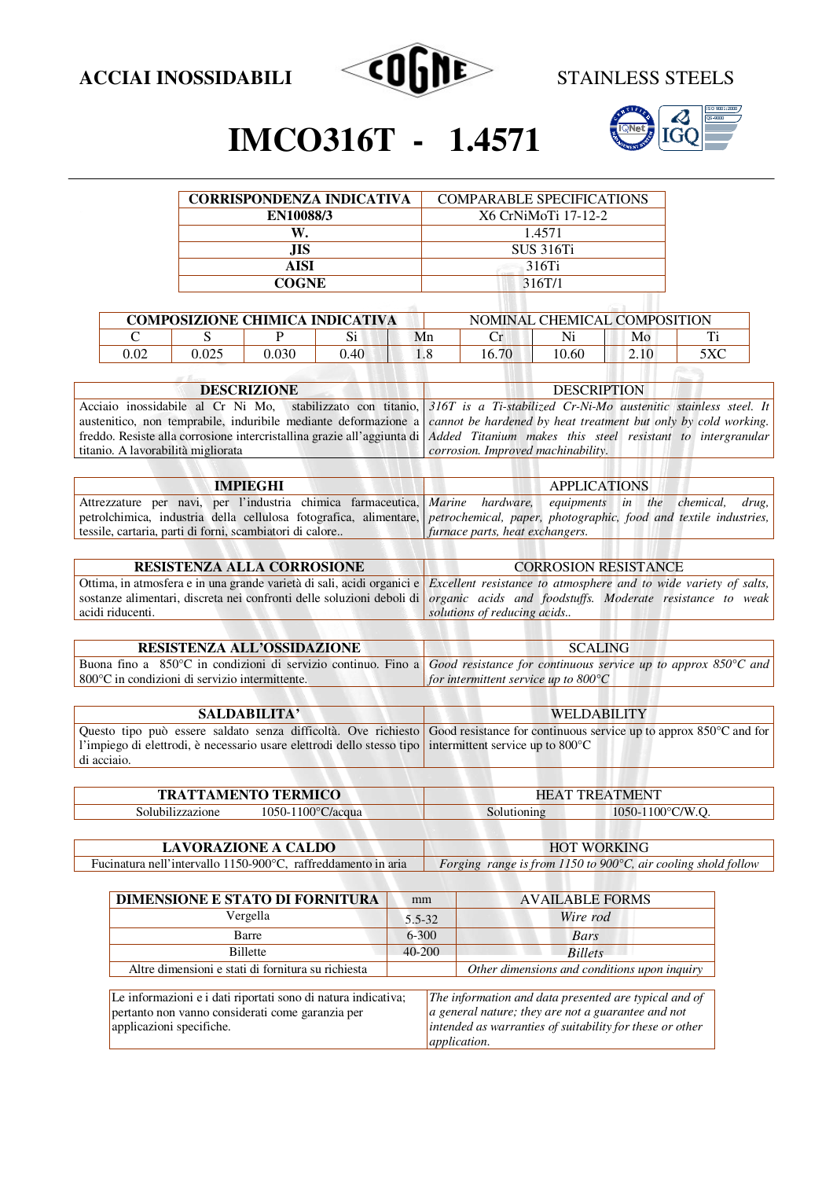ACCIAI INOSSIDABILI — COGNE — STAINLESS STEELS

# IMCO316T - 1.4571

| CORRISPONDENZA INDICATIVA | COMPARABLE SPECIFICATIONS |
|---|---|
| EN10088/3 | X6 CrNiMoTi 17-12-2 |
| W. | 1.4571 |
| JIS | SUS 316Ti |
| AISI | 316Ti |
| COGNE | 316T/1 |

| COMPOSIZIONE CHIMICA INDICATIVA | | | | NOMINAL CHEMICAL COMPOSITION | | | | |
|---|---|---|---|---|---|---|---|---|
| C | S | P | Si | Mn | Cr | Ni | Mo | Ti |
| 0.02 | 0.025 | 0.030 | 0.40 | 1.8 | 16.70 | 10.60 | 2.10 | 5XC |

| DESCRIZIONE | DESCRIPTION |
|---|---|
| Acciaio inossidabile al Cr Ni Mo, stabilizzato con titanio, austenitico, non temprabile, induribile mediante deformazione a freddo. Resiste alla corrosione intercristallina grazie all'aggiunta di titanio. A lavorabilità migliorata | *316T is a Ti-stabilized Cr-Ni-Mo austenitic stainless steel. It cannot be hardened by heat treatment but only by cold working. Added Titanium makes this steel resistant to intergranular corrosion. Improved machinability.* |

| IMPIEGHI | APPLICATIONS |
|---|---|
| Attrezzature per navi, per l'industria chimica farmaceutica, petrolchimica, industria della cellulosa fotografica, alimentare, tessile, cartaria, parti di forni, scambiatori di calore.. | *Marine hardware, equipments in the chemical, drug, petrochemical, paper, photographic, food and textile industries, furnace parts, heat exchangers.* |

| RESISTENZA ALLA CORROSIONE | CORROSION RESISTANCE |
|---|---|
| Ottima, in atmosfera e in una grande varietà di sali, acidi organici e sostanze alimentari, discreta nei confronti delle soluzioni deboli di acidi riducenti. | *Excellent resistance to atmosphere and to wide variety of salts, organic acids and foodstuffs. Moderate resistance to weak solutions of reducing acids..* |

| RESISTENZA ALL'OSSIDAZIONE | SCALING |
|---|---|
| Buona fino a 850°C in condizioni di servizio continuo. Fino a 800°C in condizioni di servizio intermittente. | *Good resistance for continuous service up to approx 850°C and for intermittent service up to 800°C* |

| SALDABILITA' | WELDABILITY |
|---|---|
| Questo tipo può essere saldato senza difficoltà. Ove richiesto l'impiego di elettrodi, è necessario usare elettrodi dello stesso tipo di acciaio. | Good resistance for continuous service up to approx 850°C and for intermittent service up to 800°C |

| TRATTAMENTO TERMICO | | HEAT TREATMENT | |
|---|---|---|---|
| Solubilizzazione | 1050-1100°C/acqua | Solutioning | 1050-1100°C/W.Q. |

| LAVORAZIONE A CALDO | HOT WORKING |
|---|---|
| Fucinatura nell'intervallo 1150-900°C, raffreddamento in aria | *Forging range is from 1150 to 900°C, air cooling shold follow* |

| DIMENSIONE E STATO DI FORNITURA | mm | AVAILABLE FORMS |
|---|---|---|
| Vergella | 5.5-32 | *Wire rod* |
| Barre | 6-300 | *Bars* |
| Billette | 40-200 | *Billets* |
| Altre dimensioni e stati di fornitura su richiesta | | *Other dimensions and conditions upon inquiry* |

| | |
|---|---|
| Le informazioni e i dati riportati sono di natura indicativa; pertanto non vanno considerati come garanzia per applicazioni specifiche. | *The information and data presented are typical and of a general nature; they are not a guarantee and not intended as warranties of suitability for these or other application.* |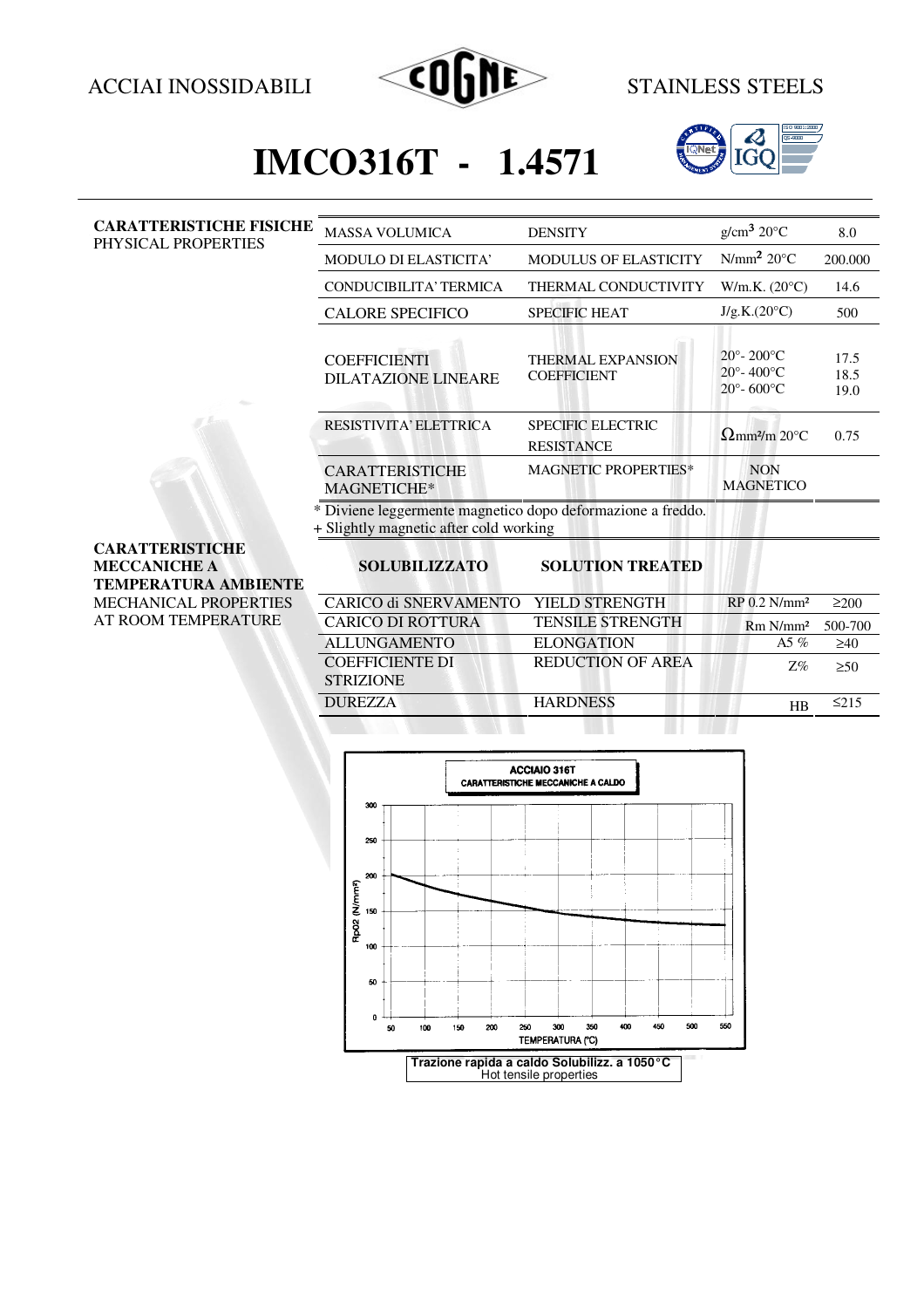ACCIAI INOSSIDABILI

STAINLESS STEELS

# IMCO316T - 1.4571

**CARATTERISTICHE FISICHE**
PHYSICAL PROPERTIES

| | | | |
|---|---|---|---|
| MASSA VOLUMICA | DENSITY | g/cm³ 20°C | 8.0 |
| MODULO DI ELASTICITA' | MODULUS OF ELASTICITY | N/mm² 20°C | 200.000 |
| CONDUCIBILITA' TERMICA | THERMAL CONDUCTIVITY | W/m.K. (20°C) | 14.6 |
| CALORE SPECIFICO | SPECIFIC HEAT | J/g.K.(20°C) | 500 |
| COEFFICIENTI DILATAZIONE LINEARE | THERMAL EXPANSION COEFFICIENT | 20°- 200°C<br>20°- 400°C<br>20°- 600°C | 17.5<br>18.5<br>19.0 |
| RESISTIVITA' ELETTRICA | SPECIFIC ELECTRIC RESISTANCE | Ωmm²/m 20°C | 0.75 |
| CARATTERISTICHE MAGNETICHE* | MAGNETIC PROPERTIES* | NON MAGNETICO | |

\* Diviene leggermente magnetico dopo deformazione a freddo.
+ Slightly magnetic after cold working

**CARATTERISTICHE MECCANICHE A TEMPERATURA AMBIENTE**
MECHANICAL PROPERTIES AT ROOM TEMPERATURE

| **SOLUBILIZZATO** | **SOLUTION TREATED** | | |
|---|---|---|---|
| CARICO di SNERVAMENTO | YIELD STRENGTH | RP 0.2 N/mm² | ≥200 |
| CARICO DI ROTTURA | TENSILE STRENGTH | Rm N/mm² | 500-700 |
| ALLUNGAMENTO | ELONGATION | A5 % | ≥40 |
| COEFFICIENTE DI STRIZIONE | REDUCTION OF AREA | Z% | ≥50 |
| DUREZZA | HARDNESS | HB | ≤215 |

ACCIAIO 316T
CARATTERISTICHE MECCANICHE A CALDO

Rp02 (N/mm²)
0 50 100 150 200 250 300
50 100 150 200 250 300 350 400 450 500 550
TEMPERATURA (°C)

Trazione rapida a caldo Solubilizz. a 1050°C
Hot tensile properties